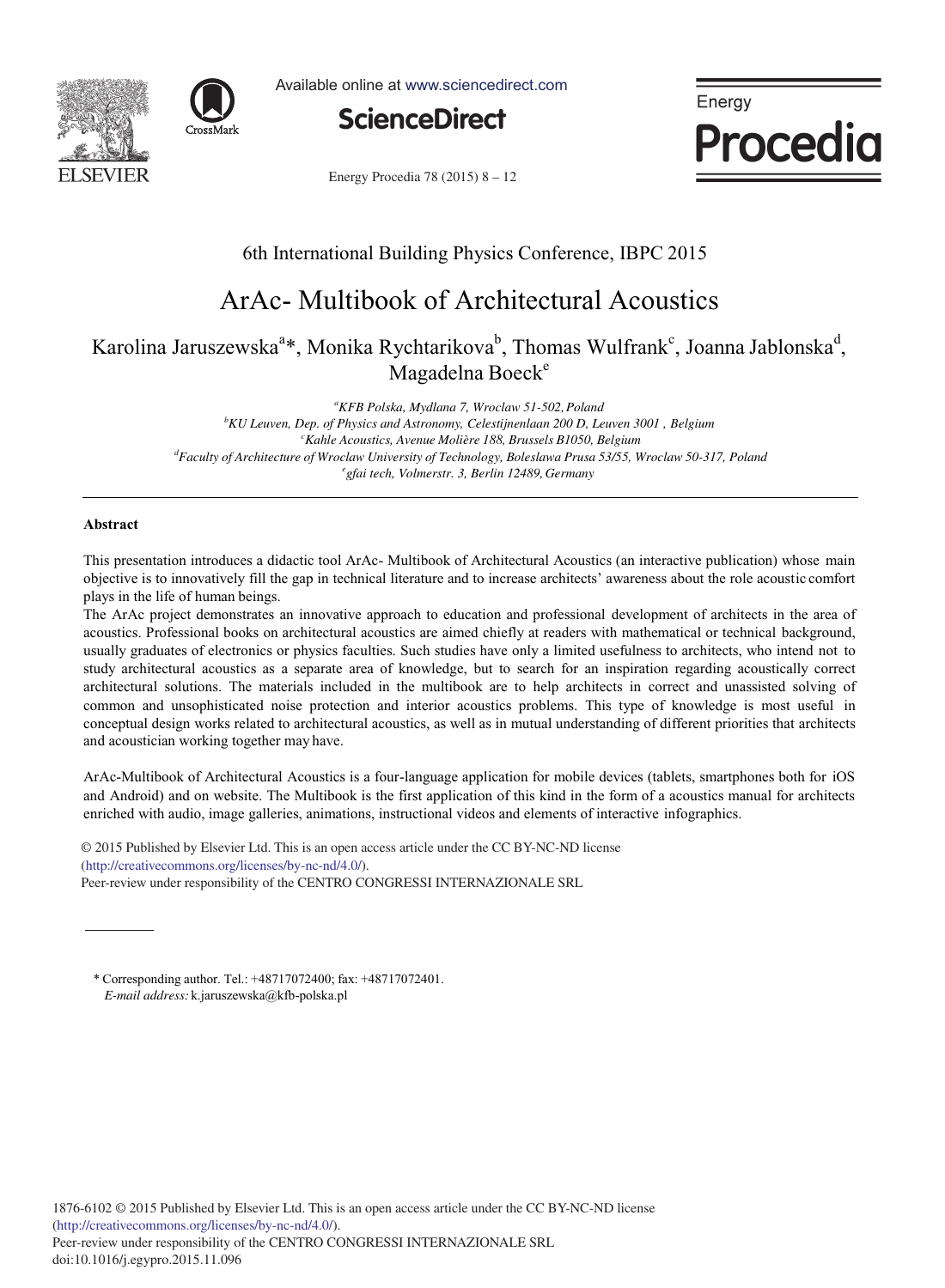6th International Building Physics Conference, IBPC 2015

# ArAc- Multibook of Architectural Acoustics

Karolina Jaruszewska[a]*, Monika Rychtarikova[b], Thomas Wulfrank[c], Joanna Jablonska[d], Magadelna Boeck[e]

*[a]KFB Polska, Mydlana 7, Wroclaw 51-502, Poland*
*[b]KU Leuven, Dep. of Physics and Astronomy, Celestijnenlaan 200 D, Leuven 3001 , Belgium*
*[c]Kahle Acoustics, Avenue Molière 188, Brussels B1050, Belgium*
*[d]Faculty of Architecture of Wroclaw University of Technology, Boleslawa Prusa 53/55, Wroclaw 50-317, Poland*
*[e]gfai tech, Volmerstr. 3, Berlin 12489, Germany*

## Abstract

This presentation introduces a didactic tool ArAc- Multibook of Architectural Acoustics (an interactive publication) whose main objective is to innovatively fill the gap in technical literature and to increase architects' awareness about the role acoustic comfort plays in the life of human beings.
The ArAc project demonstrates an innovative approach to education and professional development of architects in the area of acoustics. Professional books on architectural acoustics are aimed chiefly at readers with mathematical or technical background, usually graduates of electronics or physics faculties. Such studies have only a limited usefulness to architects, who intend not to study architectural acoustics as a separate area of knowledge, but to search for an inspiration regarding acoustically correct architectural solutions. The materials included in the multibook are to help architects in correct and unassisted solving of common and unsophisticated noise protection and interior acoustics problems. This type of knowledge is most useful in conceptual design works related to architectural acoustics, as well as in mutual understanding of different priorities that architects and acoustician working together may have.

ArAc-Multibook of Architectural Acoustics is a four-language application for mobile devices (tablets, smartphones both for iOS and Android) and on website. The Multibook is the first application of this kind in the form of a acoustics manual for architects enriched with audio, image galleries, animations, instructional videos and elements of interactive infographics.

© 2015 Published by Elsevier Ltd. This is an open access article under the CC BY-NC-ND license (http://creativecommons.org/licenses/by-nc-nd/4.0/).
Peer-review under responsibility of the CENTRO CONGRESSI INTERNAZIONALE SRL

* Corresponding author. Tel.: +48717072400; fax: +48717072401.
*E-mail address:* k.jaruszewska@kfb-polska.pl

1876-6102 © 2015 Published by Elsevier Ltd. This is an open access article under the CC BY-NC-ND license (http://creativecommons.org/licenses/by-nc-nd/4.0/).
Peer-review under responsibility of the CENTRO CONGRESSI INTERNAZIONALE SRL
doi:10.1016/j.egypro.2015.11.096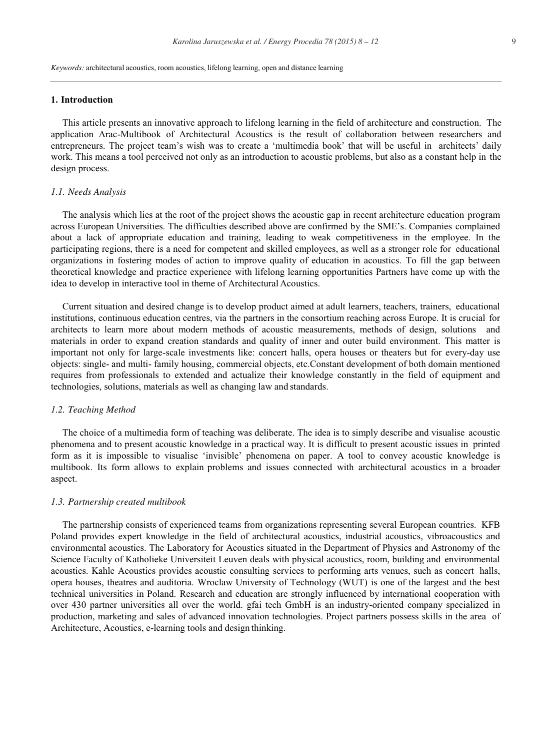*Keywords:* architectural acoustics, room acoustics, lifelong learning, open and distance learning

## 1. Introduction

This article presents an innovative approach to lifelong learning in the field of architecture and construction. The application Arac-Multibook of Architectural Acoustics is the result of collaboration between researchers and entrepreneurs. The project team's wish was to create a 'multimedia book' that will be useful in architects' daily work. This means a tool perceived not only as an introduction to acoustic problems, but also as a constant help in the design process.

### *1.1. Needs Analysis*

The analysis which lies at the root of the project shows the acoustic gap in recent architecture education program across European Universities. The difficulties described above are confirmed by the SME's. Companies complained about a lack of appropriate education and training, leading to weak competitiveness in the employee. In the participating regions, there is a need for competent and skilled employees, as well as a stronger role for educational organizations in fostering modes of action to improve quality of education in acoustics. To fill the gap between theoretical knowledge and practice experience with lifelong learning opportunities Partners have come up with the idea to develop in interactive tool in theme of Architectural Acoustics.

Current situation and desired change is to develop product aimed at adult learners, teachers, trainers, educational institutions, continuous education centres, via the partners in the consortium reaching across Europe. It is crucial for architects to learn more about modern methods of acoustic measurements, methods of design, solutions and materials in order to expand creation standards and quality of inner and outer build environment. This matter is important not only for large-scale investments like: concert halls, opera houses or theaters but for every-day use objects: single- and multi- family housing, commercial objects, etc.Constant development of both domain mentioned requires from professionals to extended and actualize their knowledge constantly in the field of equipment and technologies, solutions, materials as well as changing law and standards.

### *1.2. Teaching Method*

The choice of a multimedia form of teaching was deliberate. The idea is to simply describe and visualise acoustic phenomena and to present acoustic knowledge in a practical way. It is difficult to present acoustic issues in printed form as it is impossible to visualise 'invisible' phenomena on paper. A tool to convey acoustic knowledge is multibook. Its form allows to explain problems and issues connected with architectural acoustics in a broader aspect.

### *1.3. Partnership created multibook*

The partnership consists of experienced teams from organizations representing several European countries. KFB Poland provides expert knowledge in the field of architectural acoustics, industrial acoustics, vibroacoustics and environmental acoustics. The Laboratory for Acoustics situated in the Department of Physics and Astronomy of the Science Faculty of Katholieke Universiteit Leuven deals with physical acoustics, room, building and environmental acoustics. Kahle Acoustics provides acoustic consulting services to performing arts venues, such as concert halls, opera houses, theatres and auditoria. Wroclaw University of Technology (WUT) is one of the largest and the best technical universities in Poland. Research and education are strongly influenced by international cooperation with over 430 partner universities all over the world. gfai tech GmbH is an industry-oriented company specialized in production, marketing and sales of advanced innovation technologies. Project partners possess skills in the area of Architecture, Acoustics, e-learning tools and design thinking.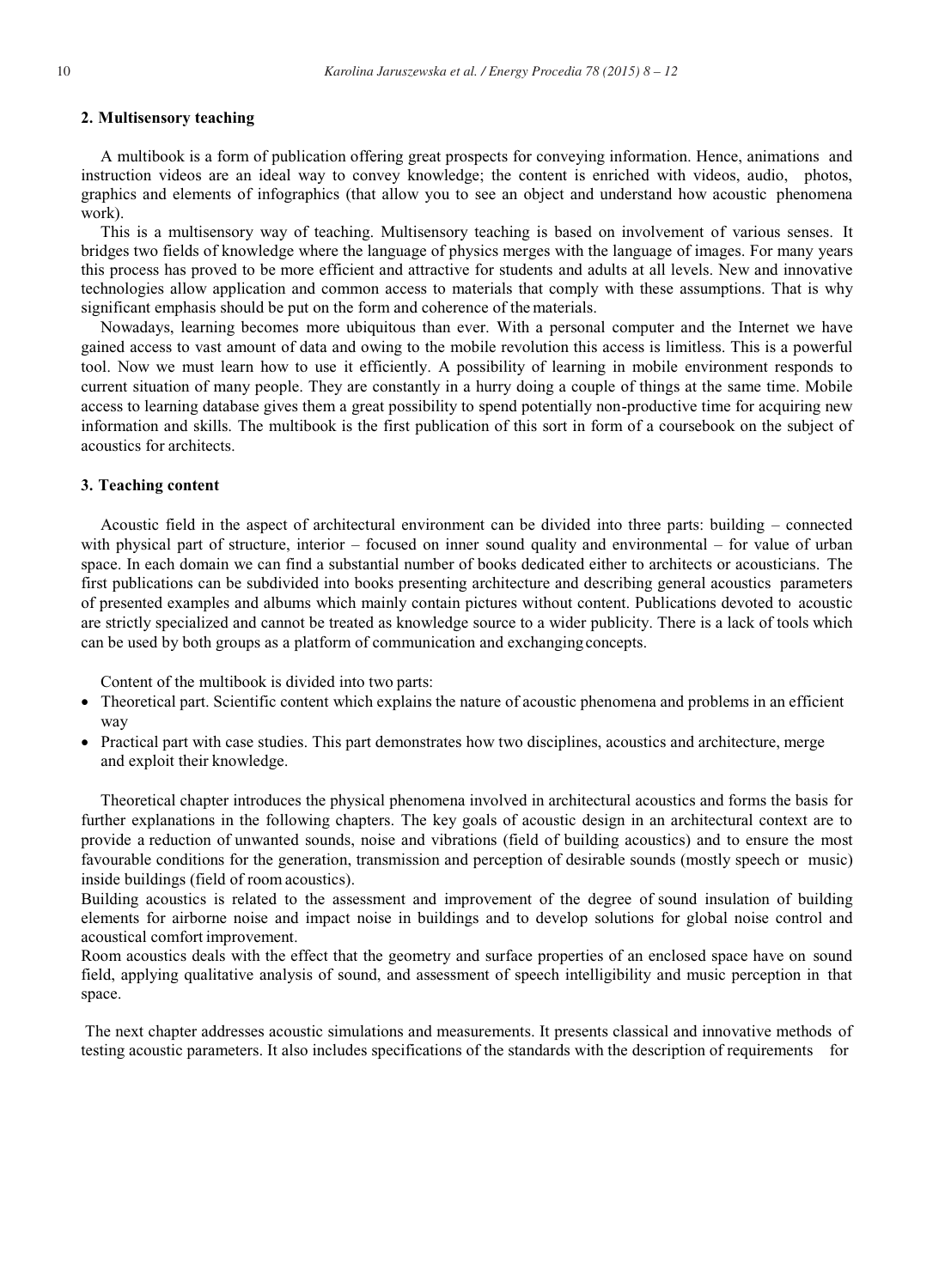## 2. Multisensory teaching

A multibook is a form of publication offering great prospects for conveying information. Hence, animations and instruction videos are an ideal way to convey knowledge; the content is enriched with videos, audio, photos, graphics and elements of infographics (that allow you to see an object and understand how acoustic phenomena work).

This is a multisensory way of teaching. Multisensory teaching is based on involvement of various senses. It bridges two fields of knowledge where the language of physics merges with the language of images. For many years this process has proved to be more efficient and attractive for students and adults at all levels. New and innovative technologies allow application and common access to materials that comply with these assumptions. That is why significant emphasis should be put on the form and coherence of the materials.

Nowadays, learning becomes more ubiquitous than ever. With a personal computer and the Internet we have gained access to vast amount of data and owing to the mobile revolution this access is limitless. This is a powerful tool. Now we must learn how to use it efficiently. A possibility of learning in mobile environment responds to current situation of many people. They are constantly in a hurry doing a couple of things at the same time. Mobile access to learning database gives them a great possibility to spend potentially non-productive time for acquiring new information and skills. The multibook is the first publication of this sort in form of a coursebook on the subject of acoustics for architects.

## 3. Teaching content

Acoustic field in the aspect of architectural environment can be divided into three parts: building – connected with physical part of structure, interior – focused on inner sound quality and environmental – for value of urban space. In each domain we can find a substantial number of books dedicated either to architects or acousticians. The first publications can be subdivided into books presenting architecture and describing general acoustics parameters of presented examples and albums which mainly contain pictures without content. Publications devoted to acoustic are strictly specialized and cannot be treated as knowledge source to a wider publicity. There is a lack of tools which can be used by both groups as a platform of communication and exchanging concepts.

Content of the multibook is divided into two parts:

- Theoretical part. Scientific content which explains the nature of acoustic phenomena and problems in an efficient way
- Practical part with case studies. This part demonstrates how two disciplines, acoustics and architecture, merge and exploit their knowledge.

Theoretical chapter introduces the physical phenomena involved in architectural acoustics and forms the basis for further explanations in the following chapters. The key goals of acoustic design in an architectural context are to provide a reduction of unwanted sounds, noise and vibrations (field of building acoustics) and to ensure the most favourable conditions for the generation, transmission and perception of desirable sounds (mostly speech or music) inside buildings (field of room acoustics).

Building acoustics is related to the assessment and improvement of the degree of sound insulation of building elements for airborne noise and impact noise in buildings and to develop solutions for global noise control and acoustical comfort improvement.

Room acoustics deals with the effect that the geometry and surface properties of an enclosed space have on sound field, applying qualitative analysis of sound, and assessment of speech intelligibility and music perception in that space.

The next chapter addresses acoustic simulations and measurements. It presents classical and innovative methods of testing acoustic parameters. It also includes specifications of the standards with the description of requirements for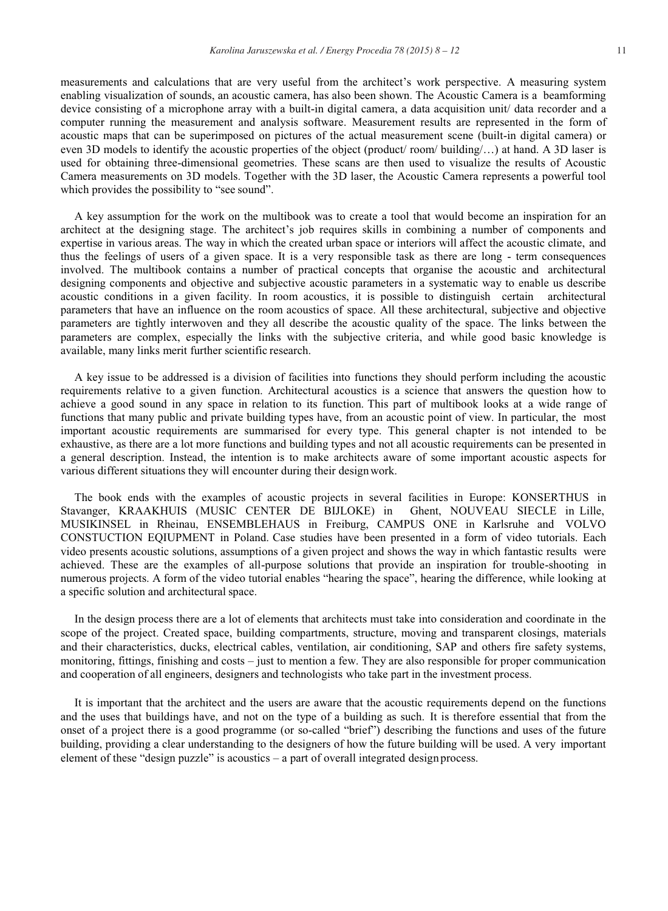measurements and calculations that are very useful from the architect's work perspective. A measuring system enabling visualization of sounds, an acoustic camera, has also been shown. The Acoustic Camera is a beamforming device consisting of a microphone array with a built-in digital camera, a data acquisition unit/ data recorder and a computer running the measurement and analysis software. Measurement results are represented in the form of acoustic maps that can be superimposed on pictures of the actual measurement scene (built-in digital camera) or even 3D models to identify the acoustic properties of the object (product/ room/ building/…) at hand. A 3D laser is used for obtaining three-dimensional geometries. These scans are then used to visualize the results of Acoustic Camera measurements on 3D models. Together with the 3D laser, the Acoustic Camera represents a powerful tool which provides the possibility to "see sound".

A key assumption for the work on the multibook was to create a tool that would become an inspiration for an architect at the designing stage. The architect's job requires skills in combining a number of components and expertise in various areas. The way in which the created urban space or interiors will affect the acoustic climate, and thus the feelings of users of a given space. It is a very responsible task as there are long - term consequences involved. The multibook contains a number of practical concepts that organise the acoustic and architectural designing components and objective and subjective acoustic parameters in a systematic way to enable us describe acoustic conditions in a given facility. In room acoustics, it is possible to distinguish certain architectural parameters that have an influence on the room acoustics of space. All these architectural, subjective and objective parameters are tightly interwoven and they all describe the acoustic quality of the space. The links between the parameters are complex, especially the links with the subjective criteria, and while good basic knowledge is available, many links merit further scientific research.

A key issue to be addressed is a division of facilities into functions they should perform including the acoustic requirements relative to a given function. Architectural acoustics is a science that answers the question how to achieve a good sound in any space in relation to its function. This part of multibook looks at a wide range of functions that many public and private building types have, from an acoustic point of view. In particular, the most important acoustic requirements are summarised for every type. This general chapter is not intended to be exhaustive, as there are a lot more functions and building types and not all acoustic requirements can be presented in a general description. Instead, the intention is to make architects aware of some important acoustic aspects for various different situations they will encounter during their design work.

The book ends with the examples of acoustic projects in several facilities in Europe: KONSERTHUS in Stavanger, KRAAKHUIS (MUSIC CENTER DE BIJLOKE) in Ghent, NOUVEAU SIECLE in Lille, MUSIKINSEL in Rheinau, ENSEMBLEHAUS in Freiburg, CAMPUS ONE in Karlsruhe and VOLVO CONSTUCTION EQIUPMENT in Poland. Case studies have been presented in a form of video tutorials. Each video presents acoustic solutions, assumptions of a given project and shows the way in which fantastic results were achieved. These are the examples of all-purpose solutions that provide an inspiration for trouble-shooting in numerous projects. A form of the video tutorial enables "hearing the space", hearing the difference, while looking at a specific solution and architectural space.

In the design process there are a lot of elements that architects must take into consideration and coordinate in the scope of the project. Created space, building compartments, structure, moving and transparent closings, materials and their characteristics, ducks, electrical cables, ventilation, air conditioning, SAP and others fire safety systems, monitoring, fittings, finishing and costs – just to mention a few. They are also responsible for proper communication and cooperation of all engineers, designers and technologists who take part in the investment process.

It is important that the architect and the users are aware that the acoustic requirements depend on the functions and the uses that buildings have, and not on the type of a building as such. It is therefore essential that from the onset of a project there is a good programme (or so-called "brief") describing the functions and uses of the future building, providing a clear understanding to the designers of how the future building will be used. A very important element of these "design puzzle" is acoustics – a part of overall integrated design process.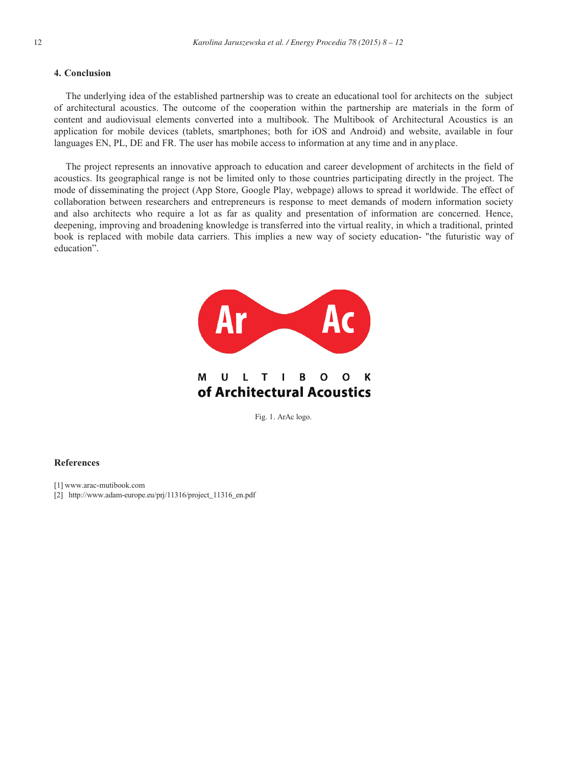## 4. Conclusion

The underlying idea of the established partnership was to create an educational tool for architects on the subject of architectural acoustics. The outcome of the cooperation within the partnership are materials in the form of content and audiovisual elements converted into a multibook. The Multibook of Architectural Acoustics is an application for mobile devices (tablets, smartphones; both for iOS and Android) and website, available in four languages EN, PL, DE and FR. The user has mobile access to information at any time and in any place.

The project represents an innovative approach to education and career development of architects in the field of acoustics. Its geographical range is not be limited only to those countries participating directly in the project. The mode of disseminating the project (App Store, Google Play, webpage) allows to spread it worldwide. The effect of collaboration between researchers and entrepreneurs is response to meet demands of modern information society and also architects who require a lot as far as quality and presentation of information are concerned. Hence, deepening, improving and broadening knowledge is transferred into the virtual reality, in which a traditional, printed book is replaced with mobile data carriers. This implies a new way of society education- "the futuristic way of education".

Ar Ac

MULTIBOOK
of Architectural Acoustics

Fig. 1. ArAc logo.

## References

[1] www.arac-mutibook.com
[2] http://www.adam-europe.eu/prj/11316/project_11316_en.pdf